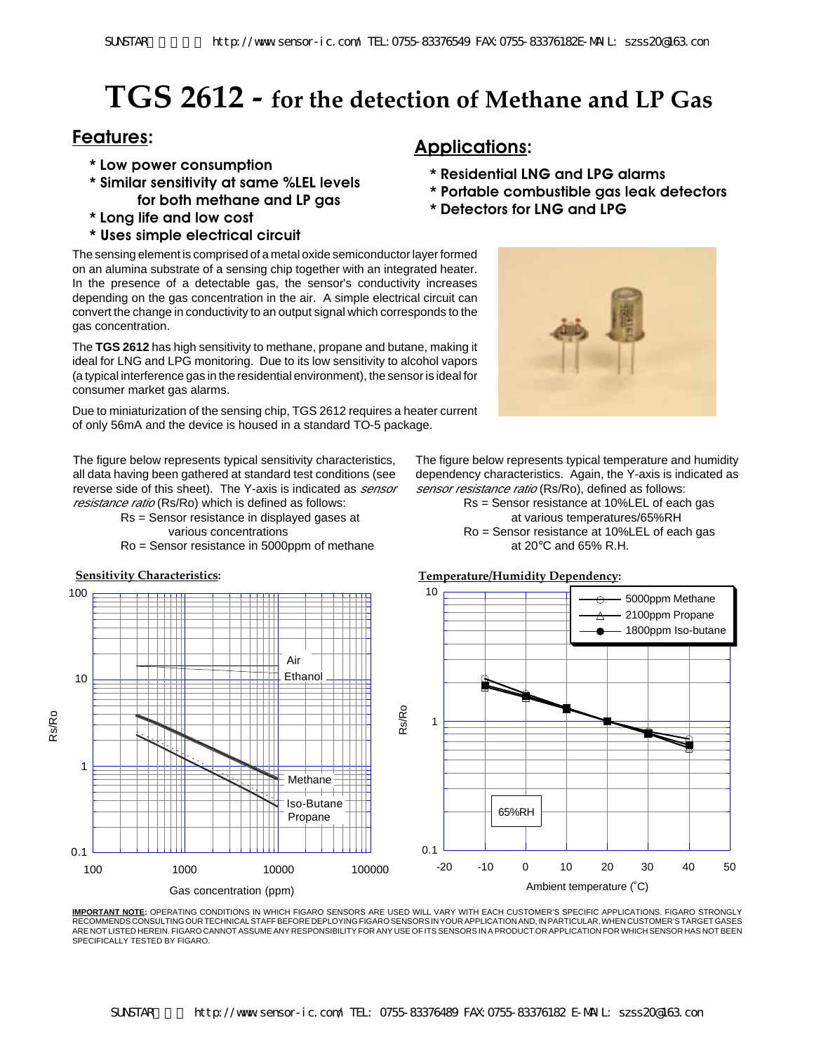# TGS 2612 - for the detection of Methane and LP Gas

## Features:

* Low power consumption
* Similar sensitivity at same %LEL levels for both methane and LP gas
* Long life and low cost
* Uses simple electrical circuit

## Applications:

* Residential LNG and LPG alarms
* Portable combustible gas leak detectors
* Detectors for LNG and LPG

The sensing element is comprised of a metal oxide semiconductor layer formed on an alumina substrate of a sensing chip together with an integrated heater. In the presence of a detectable gas, the sensor's conductivity increases depending on the gas concentration in the air. A simple electrical circuit can convert the change in conductivity to an output signal which corresponds to the gas concentration.

The **TGS 2612** has high sensitivity to methane, propane and butane, making it ideal for LNG and LPG monitoring. Due to its low sensitivity to alcohol vapors (a typical interference gas in the residential environment), the sensor is ideal for consumer market gas alarms.

Due to miniaturization of the sensing chip, TGS 2612 requires a heater current of only 56mA and the device is housed in a standard TO-5 package.

The figure below represents typical sensitivity characteristics, all data having been gathered at standard test conditions (see reverse side of this sheet). The Y-axis is indicated as *sensor resistance ratio* (Rs/Ro) which is defined as follows:

Rs = Sensor resistance in displayed gases at various concentrations
Ro = Sensor resistance in 5000ppm of methane

The figure below represents typical temperature and humidity dependency characteristics. Again, the Y-axis is indicated as *sensor resistance ratio* (Rs/Ro), defined as follows:

Rs = Sensor resistance at 10%LEL of each gas at various temperatures/65%RH
Ro = Sensor resistance at 10%LEL of each gas at 20°C and 65% R.H.

**Sensitivity Characteristics:**

**Temperature/Humidity Dependency:**

**IMPORTANT NOTE:** OPERATING CONDITIONS IN WHICH FIGARO SENSORS ARE USED WILL VARY WITH EACH CUSTOMER'S SPECIFIC APPLICATIONS. FIGARO STRONGLY RECOMMENDS CONSULTING OUR TECHNICAL STAFF BEFORE DEPLOYING FIGARO SENSORS IN YOUR APPLICATION AND, IN PARTICULAR, WHEN CUSTOMER'S TARGET GASES ARE NOT LISTED HEREIN. FIGARO CANNOT ASSUME ANY RESPONSIBILITY FOR ANY USE OF ITS SENSORS IN A PRODUCT OR APPLICATION FOR WHICH SENSOR HAS NOT BEEN SPECIFICALLY TESTED BY FIGARO.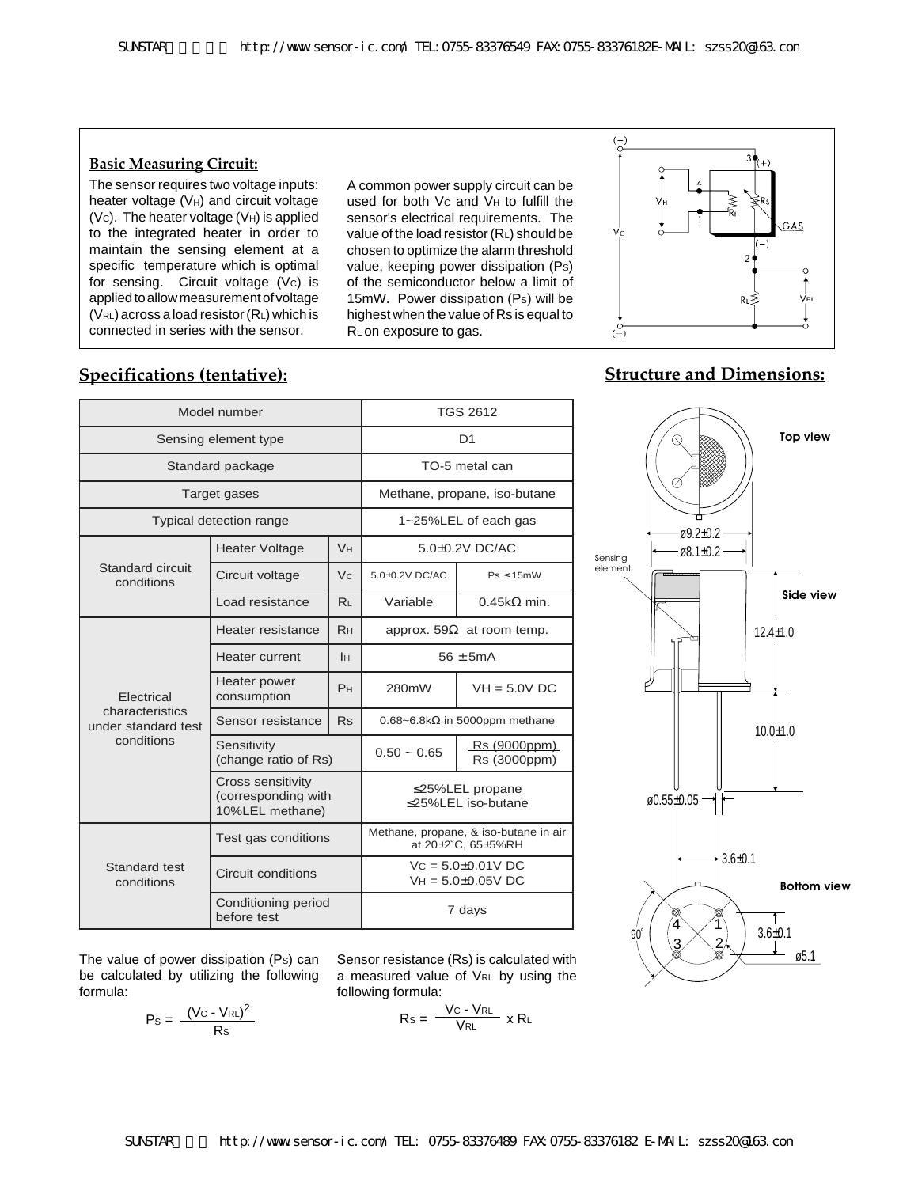## Basic Measuring Circuit:

The sensor requires two voltage inputs: heater voltage ($V_H$) and circuit voltage ($V_C$). The heater voltage ($V_H$) is applied to the integrated heater in order to maintain the sensing element at a specific temperature which is optimal for sensing. Circuit voltage ($V_C$) is applied to allow measurement of voltage ($V_{RL}$) across a load resistor ($R_L$) which is connected in series with the sensor.

A common power supply circuit can be used for both $V_C$ and $V_H$ to fulfill the sensor's electrical requirements. The value of the load resistor ($R_L$) should be chosen to optimize the alarm threshold value, keeping power dissipation ($P_S$) of the semiconductor below a limit of 15mW. Power dissipation ($P_S$) will be highest when the value of Rs is equal to $R_L$ on exposure to gas.

(+)
3 (+)
4
$V_H$
$R_S$
$R_H$
1
GAS
$V_C$
(−)
2
$R_L$
$V_{RL}$
(−)

## Specifications (tentative):

| Model number | | | TGS 2612 | |
|---|---|---|---|---|
| Sensing element type | | | D1 | |
| Standard package | | | TO-5 metal can | |
| Target gases | | | Methane, propane, iso-butane | |
| Typical detection range | | | 1~25%LEL of each gas | |
| Standard circuit conditions | Heater Voltage | $V_H$ | 5.0±0.2V DC/AC | |
| | Circuit voltage | $V_C$ | 5.0±0.2V DC/AC | $P_S \leq 15$mW |
| | Load resistance | $R_L$ | Variable | 0.45kΩ min. |
| Electrical characteristics under standard test conditions | Heater resistance | $R_H$ | approx. 59Ω at room temp. | |
| | Heater current | $I_H$ | 56 ± 5mA | |
| | Heater power consumption | $P_H$ | 280mW | VH = 5.0V DC |
| | Sensor resistance | Rs | 0.68~6.8kΩ in 5000ppm methane | |
| | Sensitivity (change ratio of Rs) | | 0.50 ~ 0.65 | $\frac{Rs\ (9000ppm)}{Rs\ (3000ppm)}$ |
| | Cross sensitivity (corresponding with 10%LEL methane) | | ≤25%LEL propane ≤25%LEL iso-butane | |
| Standard test conditions | Test gas conditions | | Methane, propane, & iso-butane in air at 20±2°C, 65±5%RH | |
| | Circuit conditions | | $V_C$ = 5.0±0.01V DC $V_H$ = 5.0±0.05V DC | |
| | Conditioning period before test | | 7 days | |

The value of power dissipation ($P_S$) can be calculated by utilizing the following formula:

$$P_S = \frac{(V_C - V_{RL})^2}{R_S}$$

Sensor resistance (Rs) is calculated with a measured value of $V_{RL}$ by using the following formula:

$$R_S = \frac{V_C - V_{RL}}{V_{RL}} \times R_L$$

## Structure and Dimensions:

Top view
ø9.2±0.2
ø8.1±0.2
Sensing element
Side view
12.4±1.0
10.0±1.0
ø0.55±0.05
3.6±0.1
Bottom view
90°
4 1
3 2
3.6±0.1
ø5.1